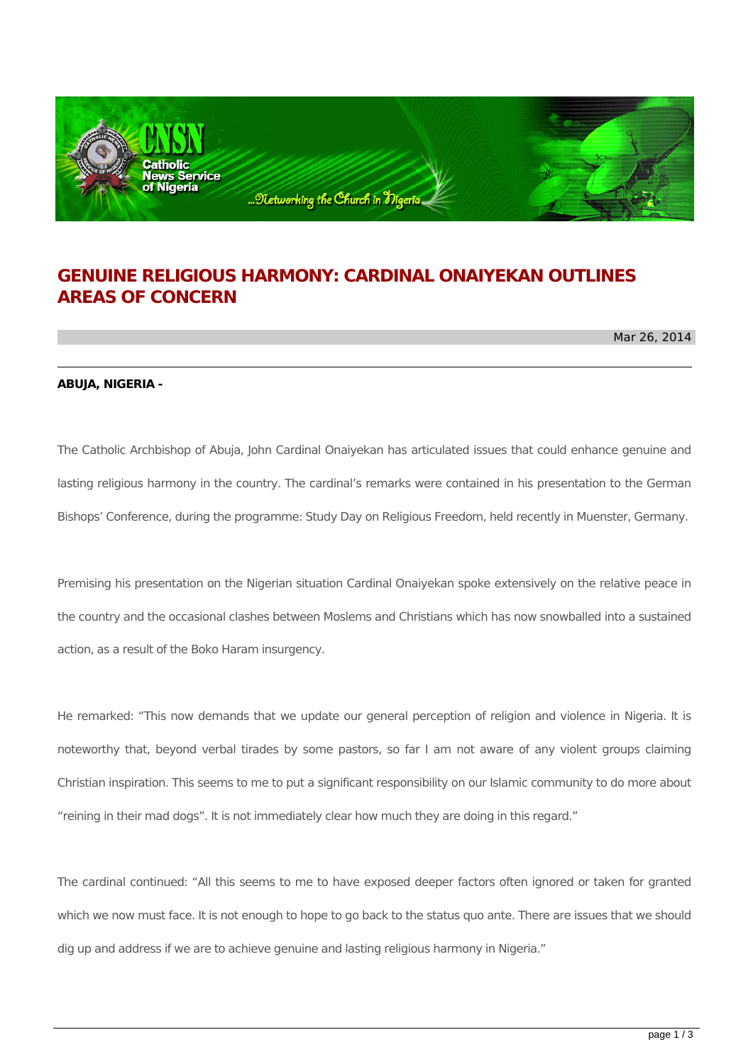# GENUINE RELIGIOUS HARMONY: CARDINAL ONAIYEKAN OUTLINES AREAS OF CONCERN

Mar 26, 2014

**ABUJA, NIGERIA -**

The Catholic Archbishop of Abuja, John Cardinal Onaiyekan has articulated issues that could enhance genuine and lasting religious harmony in the country. The cardinal's remarks were contained in his presentation to the German Bishops' Conference, during the programme: Study Day on Religious Freedom, held recently in Muenster, Germany.

Premising his presentation on the Nigerian situation Cardinal Onaiyekan spoke extensively on the relative peace in the country and the occasional clashes between Moslems and Christians which has now snowballed into a sustained action, as a result of the Boko Haram insurgency.

He remarked: "This now demands that we update our general perception of religion and violence in Nigeria. It is noteworthy that, beyond verbal tirades by some pastors, so far I am not aware of any violent groups claiming Christian inspiration. This seems to me to put a significant responsibility on our Islamic community to do more about "reining in their mad dogs". It is not immediately clear how much they are doing in this regard."

The cardinal continued: "All this seems to me to have exposed deeper factors often ignored or taken for granted which we now must face. It is not enough to hope to go back to the status quo ante. There are issues that we should dig up and address if we are to achieve genuine and lasting religious harmony in Nigeria."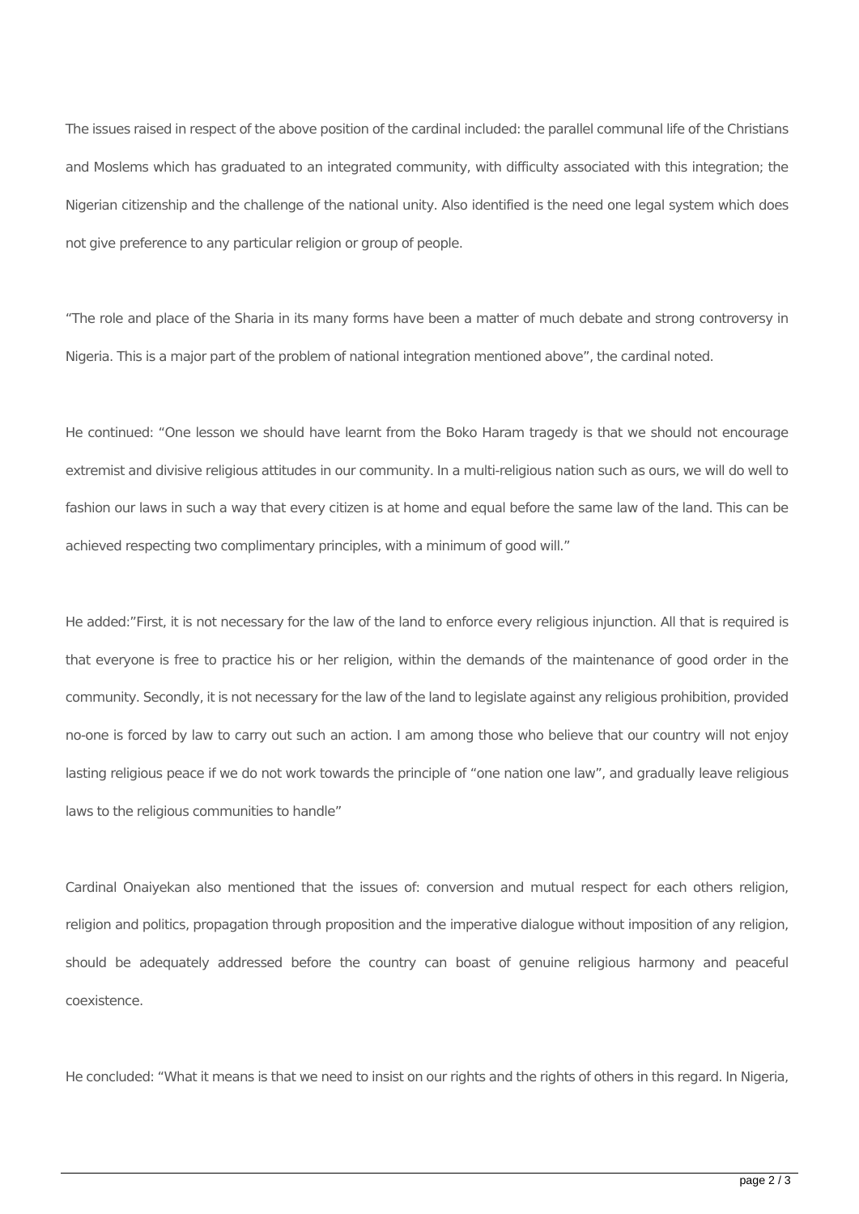The issues raised in respect of the above position of the cardinal included: the parallel communal life of the Christians and Moslems which has graduated to an integrated community, with difficulty associated with this integration; the Nigerian citizenship and the challenge of the national unity. Also identified is the need one legal system which does not give preference to any particular religion or group of people.

“The role and place of the Sharia in its many forms have been a matter of much debate and strong controversy in Nigeria. This is a major part of the problem of national integration mentioned above”, the cardinal noted.

He continued: “One lesson we should have learnt from the Boko Haram tragedy is that we should not encourage extremist and divisive religious attitudes in our community. In a multi-religious nation such as ours, we will do well to fashion our laws in such a way that every citizen is at home and equal before the same law of the land. This can be achieved respecting two complimentary principles, with a minimum of good will.”

He added:”First, it is not necessary for the law of the land to enforce every religious injunction. All that is required is that everyone is free to practice his or her religion, within the demands of the maintenance of good order in the community. Secondly, it is not necessary for the law of the land to legislate against any religious prohibition, provided no-one is forced by law to carry out such an action. I am among those who believe that our country will not enjoy lasting religious peace if we do not work towards the principle of “one nation one law”, and gradually leave religious laws to the religious communities to handle”

Cardinal Onaiyekan also mentioned that the issues of: conversion and mutual respect for each others religion, religion and politics, propagation through proposition and the imperative dialogue without imposition of any religion, should be adequately addressed before the country can boast of genuine religious harmony and peaceful coexistence.

He concluded: “What it means is that we need to insist on our rights and the rights of others in this regard. In Nigeria,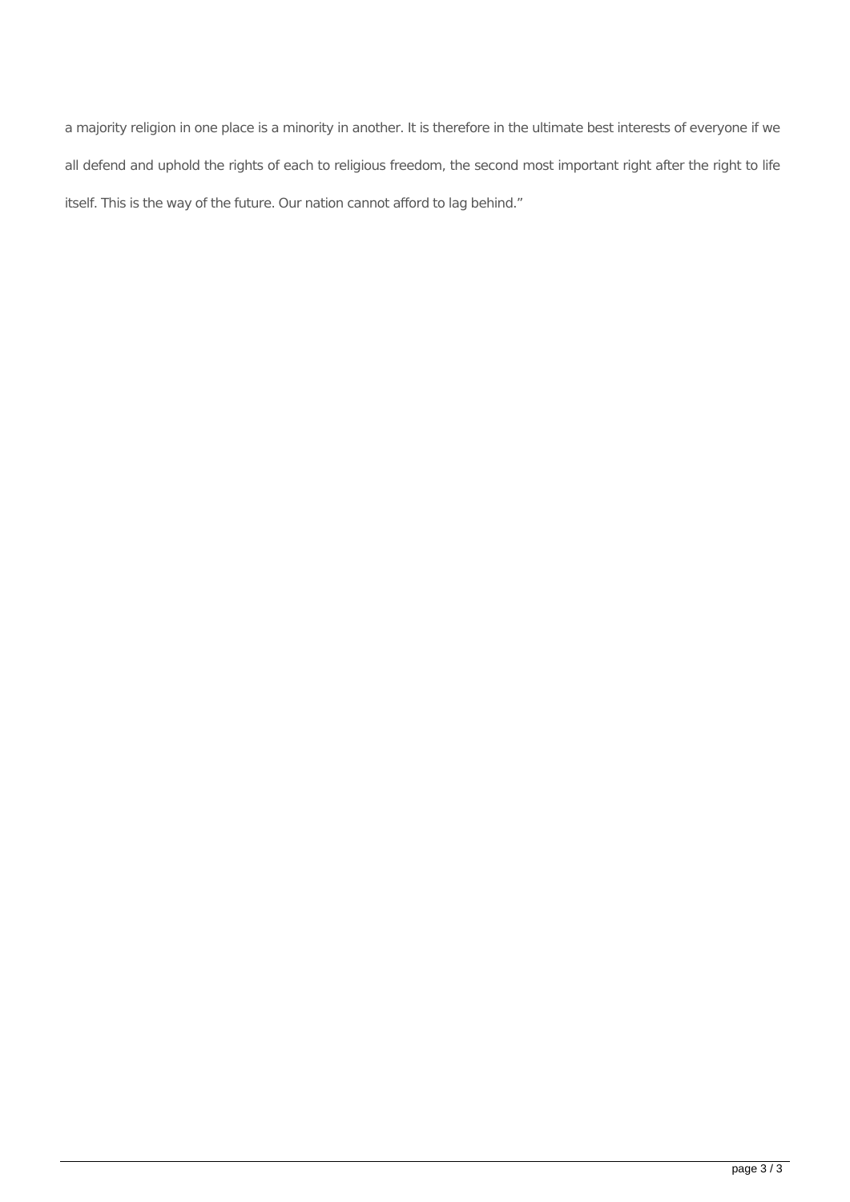a majority religion in one place is a minority in another. It is therefore in the ultimate best interests of everyone if we all defend and uphold the rights of each to religious freedom, the second most important right after the right to life itself. This is the way of the future. Our nation cannot afford to lag behind."